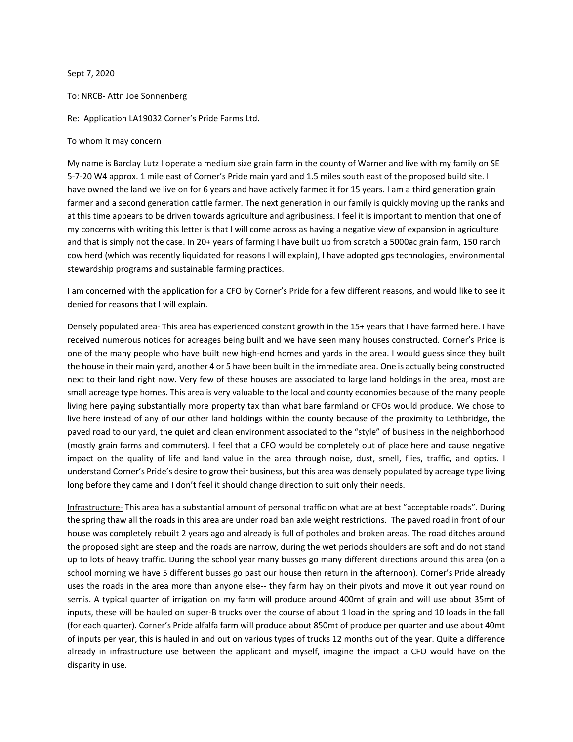Sept 7, 2020

To: NRCB- Attn Joe Sonnenberg

Re: Application LA19032 Corner's Pride Farms Ltd.

To whom it may concern

My name is Barclay Lutz I operate a medium size grain farm in the county of Warner and live with my family on SE 5-7-20 W4 approx. 1 mile east of Corner's Pride main yard and 1.5 miles south east of the proposed build site. I have owned the land we live on for 6 years and have actively farmed it for 15 years. I am a third generation grain farmer and a second generation cattle farmer. The next generation in our family is quickly moving up the ranks and at this time appears to be driven towards agriculture and agribusiness. I feel it is important to mention that one of my concerns with writing this letter is that I will come across as having a negative view of expansion in agriculture and that is simply not the case. In 20+ years of farming I have built up from scratch a 5000ac grain farm, 150 ranch cow herd (which was recently liquidated for reasons I will explain), I have adopted gps technologies, environmental stewardship programs and sustainable farming practices.

I am concerned with the application for a CFO by Corner's Pride for a few different reasons, and would like to see it denied for reasons that I will explain.

<u>Densely populated area-</u> This area has experienced constant growth in the 15+ years that I have farmed here. I have received numerous notices for acreages being built and we have seen many houses constructed. Corner's Pride is one of the many people who have built new high-end homes and yards in the area. I would guess since they built the house in their main yard, another 4 or 5 have been built in the immediate area. One is actually being constructed next to their land right now. Very few of these houses are associated to large land holdings in the area, most are small acreage type homes. This area is very valuable to the local and county economies because of the many people living here paying substantially more property tax than what bare farmland or CFOs would produce. We chose to live here instead of any of our other land holdings within the county because of the proximity to Lethbridge, the paved road to our yard, the quiet and clean environment associated to the "style" of business in the neighborhood (mostly grain farms and commuters). I feel that a CFO would be completely out of place here and cause negative impact on the quality of life and land value in the area through noise, dust, smell, flies, traffic, and optics. I understand Corner's Pride's desire to grow their business, but this area was densely populated by acreage type living long before they came and I don't feel it should change direction to suit only their needs.

<u>Infrastructure-</u> This area has a substantial amount of personal traffic on what are at best "acceptable roads". During the spring thaw all the roads in this area are under road ban axle weight restrictions. The paved road in front of our house was completely rebuilt 2 years ago and already is full of potholes and broken areas. The road ditches around the proposed sight are steep and the roads are narrow, during the wet periods shoulders are soft and do not stand up to lots of heavy traffic. During the school year many busses go many different directions around this area (on a school morning we have 5 different busses go past our house then return in the afternoon). Corner's Pride already uses the roads in the area more than anyone else-- they farm hay on their pivots and move it out year round on semis. A typical quarter of irrigation on my farm will produce around 400mt of grain and will use about 35mt of inputs, these will be hauled on super-B trucks over the course of about 1 load in the spring and 10 loads in the fall (for each quarter). Corner's Pride alfalfa farm will produce about 850mt of produce per quarter and use about 40mt of inputs per year, this is hauled in and out on various types of trucks 12 months out of the year. Quite a difference already in infrastructure use between the applicant and myself, imagine the impact a CFO would have on the disparity in use.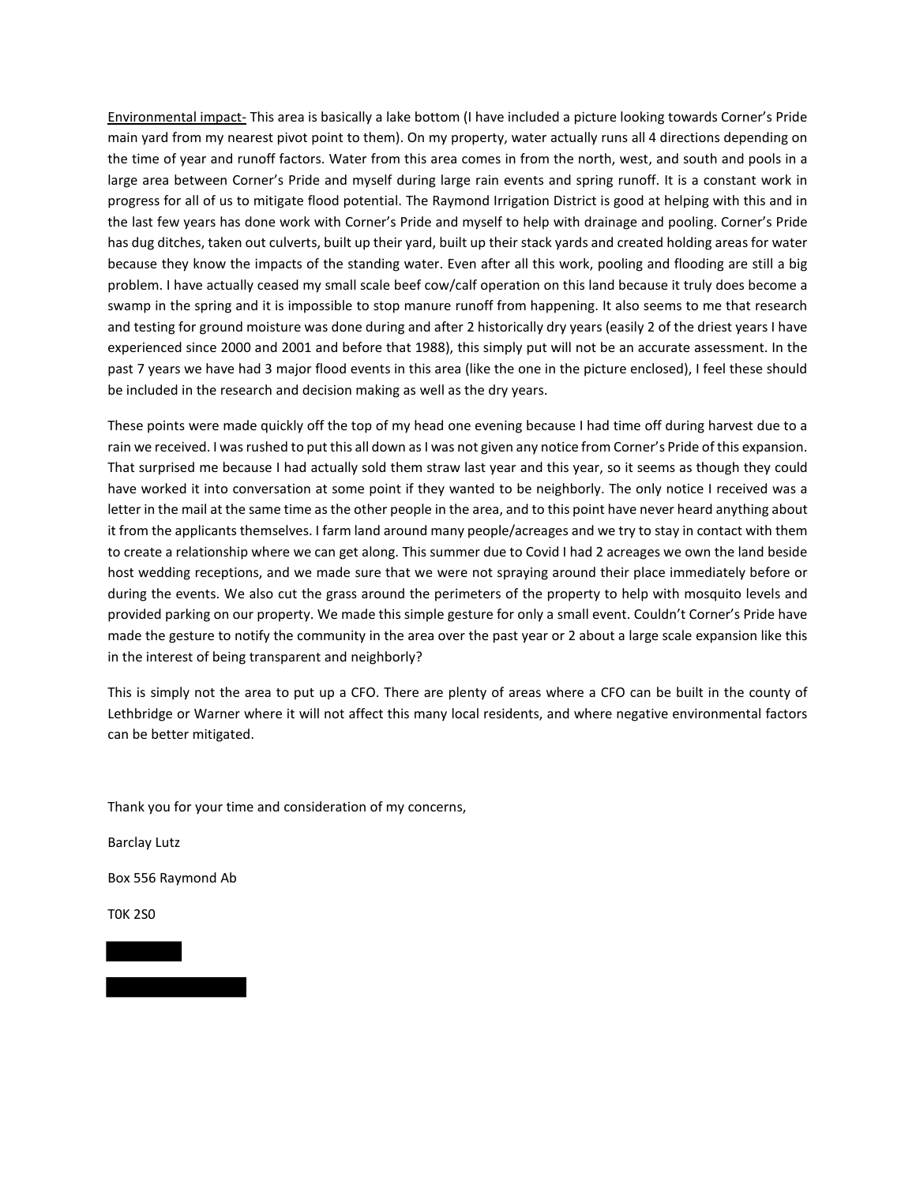<u>Environmental impact-</u> This area is basically a lake bottom (I have included a picture looking towards Corner's Pride main yard from my nearest pivot point to them). On my property, water actually runs all 4 directions depending on the time of year and runoff factors. Water from this area comes in from the north, west, and south and pools in a large area between Corner's Pride and myself during large rain events and spring runoff. It is a constant work in progress for all of us to mitigate flood potential. The Raymond Irrigation District is good at helping with this and in the last few years has done work with Corner's Pride and myself to help with drainage and pooling. Corner's Pride has dug ditches, taken out culverts, built up their yard, built up their stack yards and created holding areas for water because they know the impacts of the standing water. Even after all this work, pooling and flooding are still a big problem. I have actually ceased my small scale beef cow/calf operation on this land because it truly does become a swamp in the spring and it is impossible to stop manure runoff from happening. It also seems to me that research and testing for ground moisture was done during and after 2 historically dry years (easily 2 of the driest years I have experienced since 2000 and 2001 and before that 1988), this simply put will not be an accurate assessment. In the past 7 years we have had 3 major flood events in this area (like the one in the picture enclosed), I feel these should be included in the research and decision making as well as the dry years.

These points were made quickly off the top of my head one evening because I had time off during harvest due to a rain we received. I was rushed to put this all down as I was not given any notice from Corner's Pride of this expansion. That surprised me because I had actually sold them straw last year and this year, so it seems as though they could have worked it into conversation at some point if they wanted to be neighborly. The only notice I received was a letter in the mail at the same time as the other people in the area, and to this point have never heard anything about it from the applicants themselves. I farm land around many people/acreages and we try to stay in contact with them to create a relationship where we can get along. This summer due to Covid I had 2 acreages we own the land beside host wedding receptions, and we made sure that we were not spraying around their place immediately before or during the events. We also cut the grass around the perimeters of the property to help with mosquito levels and provided parking on our property. We made this simple gesture for only a small event. Couldn't Corner's Pride have made the gesture to notify the community in the area over the past year or 2 about a large scale expansion like this in the interest of being transparent and neighborly?

This is simply not the area to put up a CFO. There are plenty of areas where a CFO can be built in the county of Lethbridge or Warner where it will not affect this many local residents, and where negative environmental factors can be better mitigated.

Thank you for your time and consideration of my concerns,

Barclay Lutz

Box 556 Raymond Ab

T0K 2S0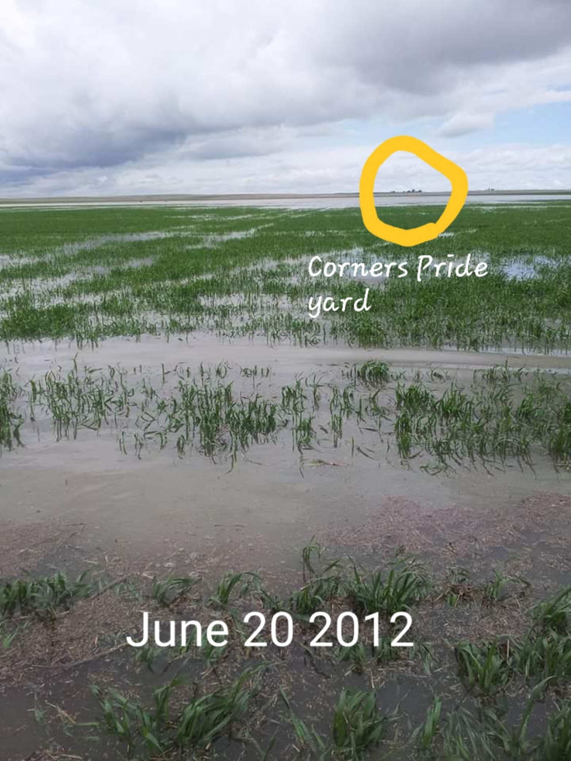Corners Pride yard

June 20 2012